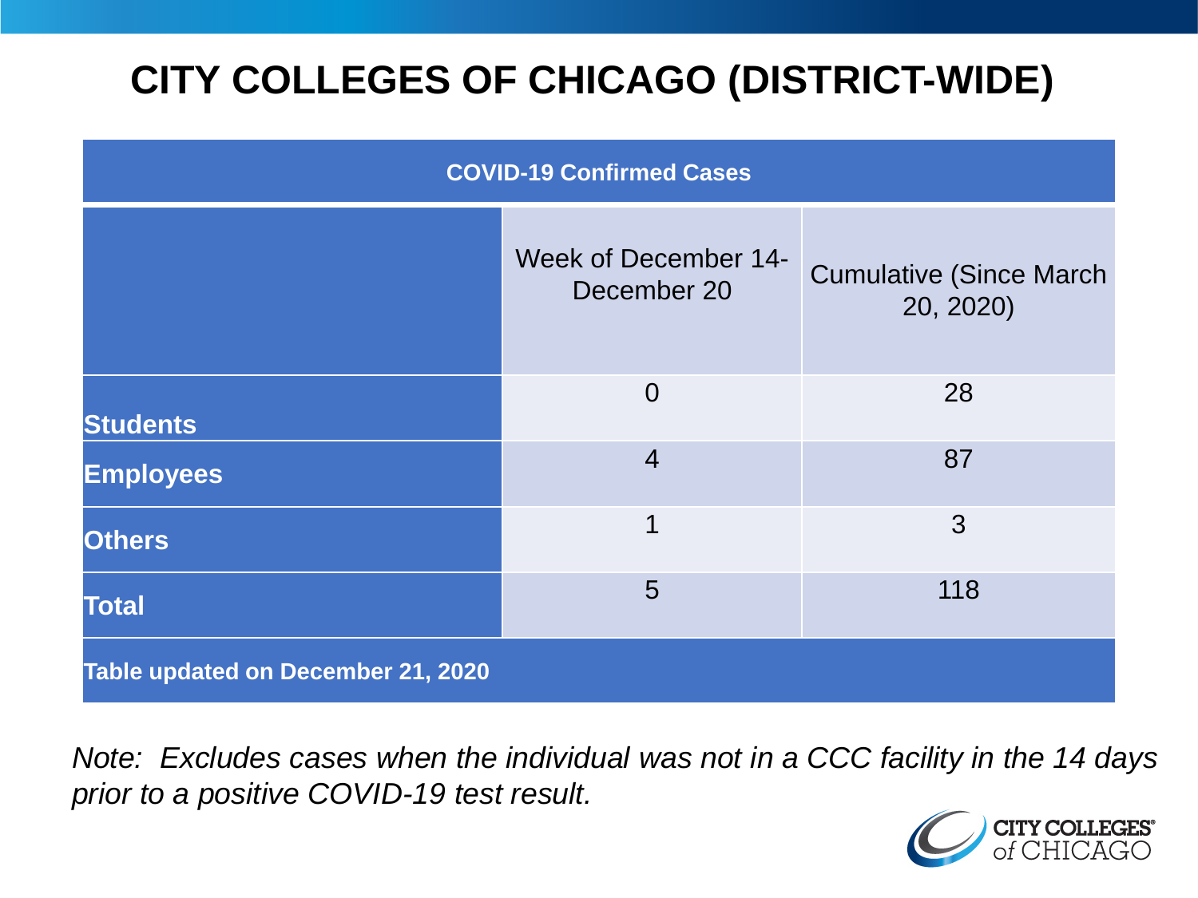# CITY COLLEGES OF CHICAGO (DISTRICT-WIDE)

| COVID-19 Confirmed Cases | | |
|---|---|---|
| | Week of December 14-December 20 | Cumulative (Since March 20, 2020) |
| **Students** | 0 | 28 |
| **Employees** | 4 | 87 |
| **Others** | 1 | 3 |
| **Total** | 5 | 118 |
| **Table updated on December 21, 2020** | | |

*Note: Excludes cases when the individual was not in a CCC facility in the 14 days prior to a positive COVID-19 test result.*

CITY COLLEGES of CHICAGO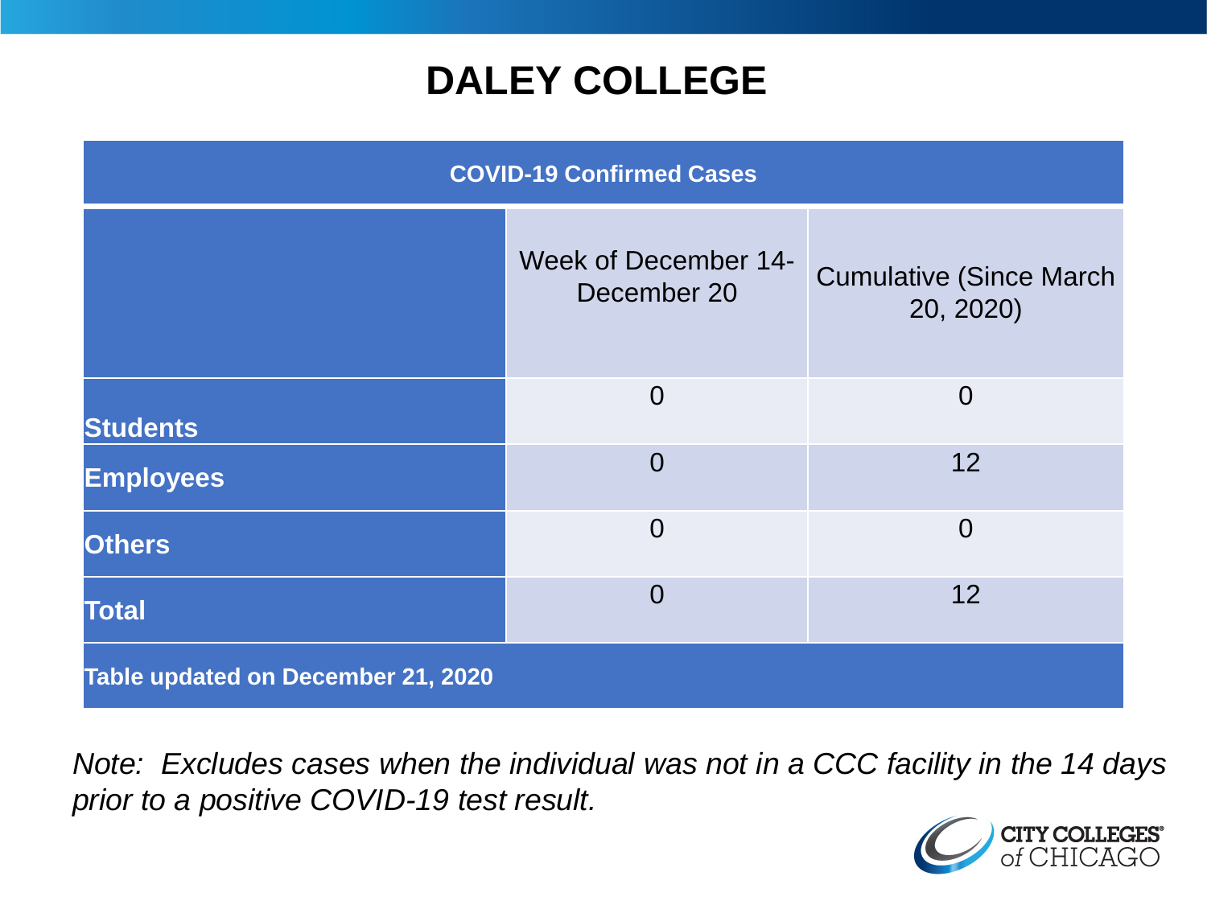# DALEY COLLEGE

| COVID-19 Confirmed Cases | | |
|---|---|---|
| | Week of December 14-December 20 | Cumulative (Since March 20, 2020) |
| **Students** | 0 | 0 |
| **Employees** | 0 | 12 |
| **Others** | 0 | 0 |
| **Total** | 0 | 12 |
| **Table updated on December 21, 2020** | | |

*Note: Excludes cases when the individual was not in a CCC facility in the 14 days prior to a positive COVID-19 test result.*

CITY COLLEGES of CHICAGO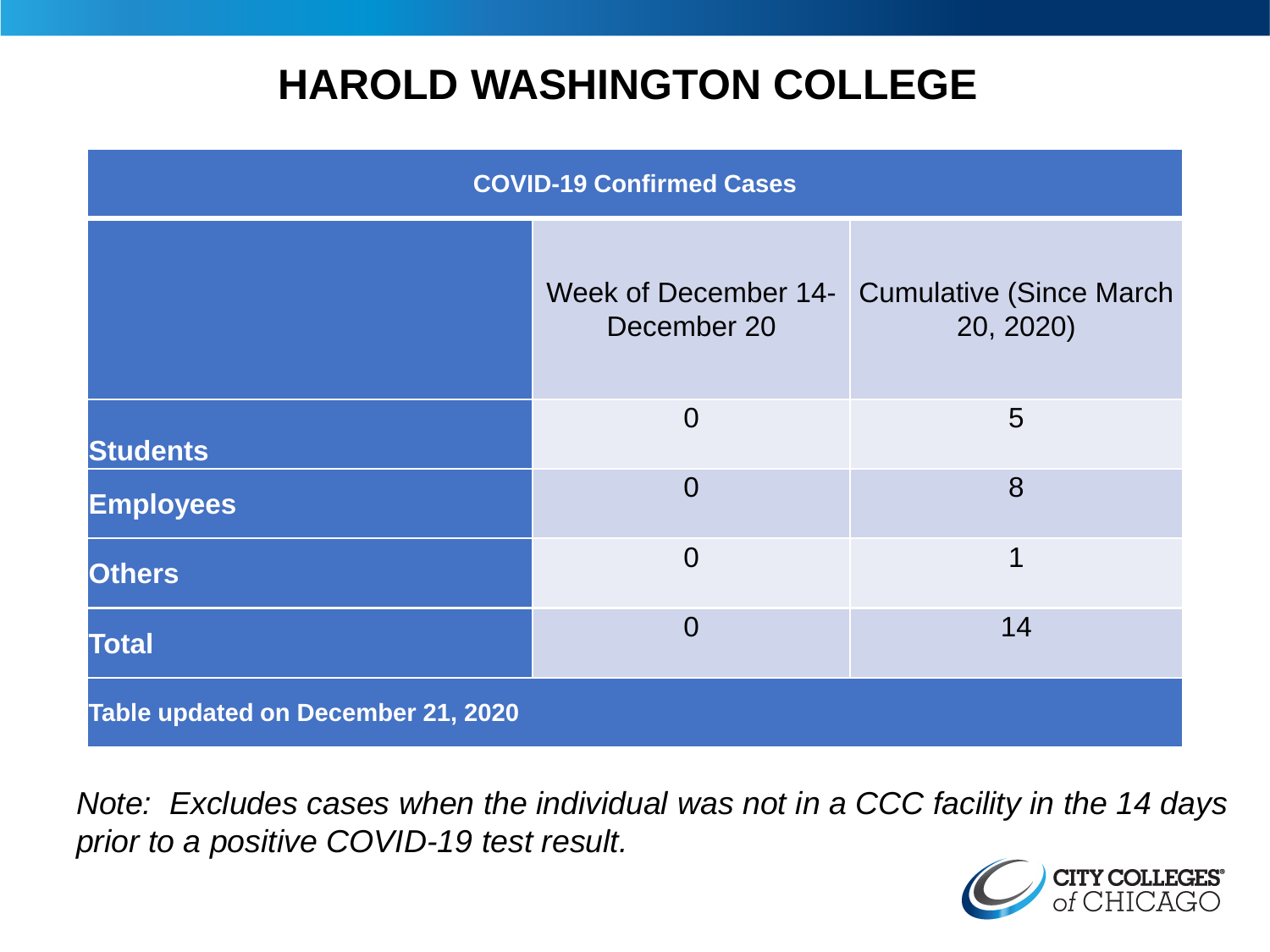# HAROLD WASHINGTON COLLEGE

| COVID-19 Confirmed Cases | | |
|---|---|---|
| | Week of December 14- December 20 | Cumulative (Since March 20, 2020) |
| **Students** | 0 | 5 |
| **Employees** | 0 | 8 |
| **Others** | 0 | 1 |
| **Total** | 0 | 14 |
| **Table updated on December 21, 2020** | | |

*Note: Excludes cases when the individual was not in a CCC facility in the 14 days prior to a positive COVID-19 test result.*

CITY COLLEGES of CHICAGO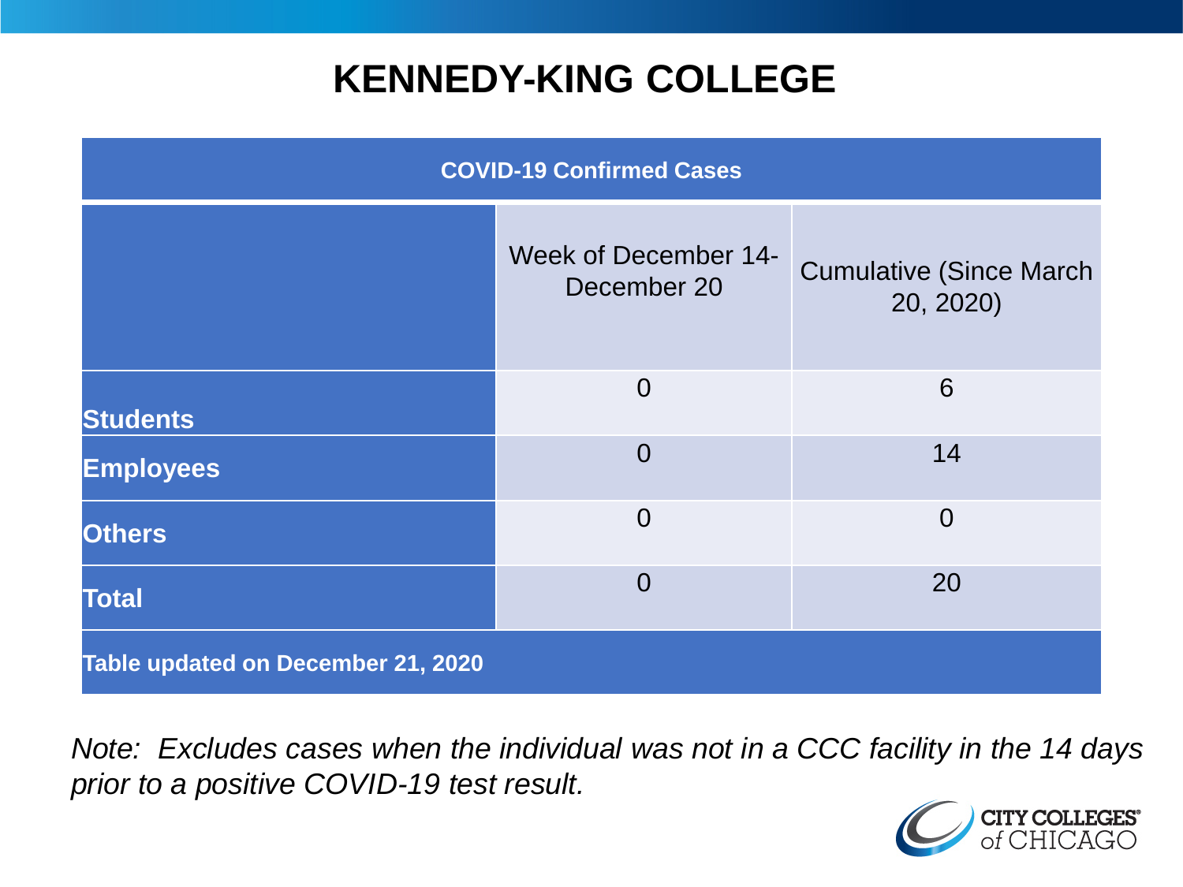# KENNEDY-KING COLLEGE

| COVID-19 Confirmed Cases | | |
|---|---|---|
| | Week of December 14-December 20 | Cumulative (Since March 20, 2020) |
| **Students** | 0 | 6 |
| **Employees** | 0 | 14 |
| **Others** | 0 | 0 |
| **Total** | 0 | 20 |
| **Table updated on December 21, 2020** | | |

*Note: Excludes cases when the individual was not in a CCC facility in the 14 days prior to a positive COVID-19 test result.*

CITY COLLEGES of CHICAGO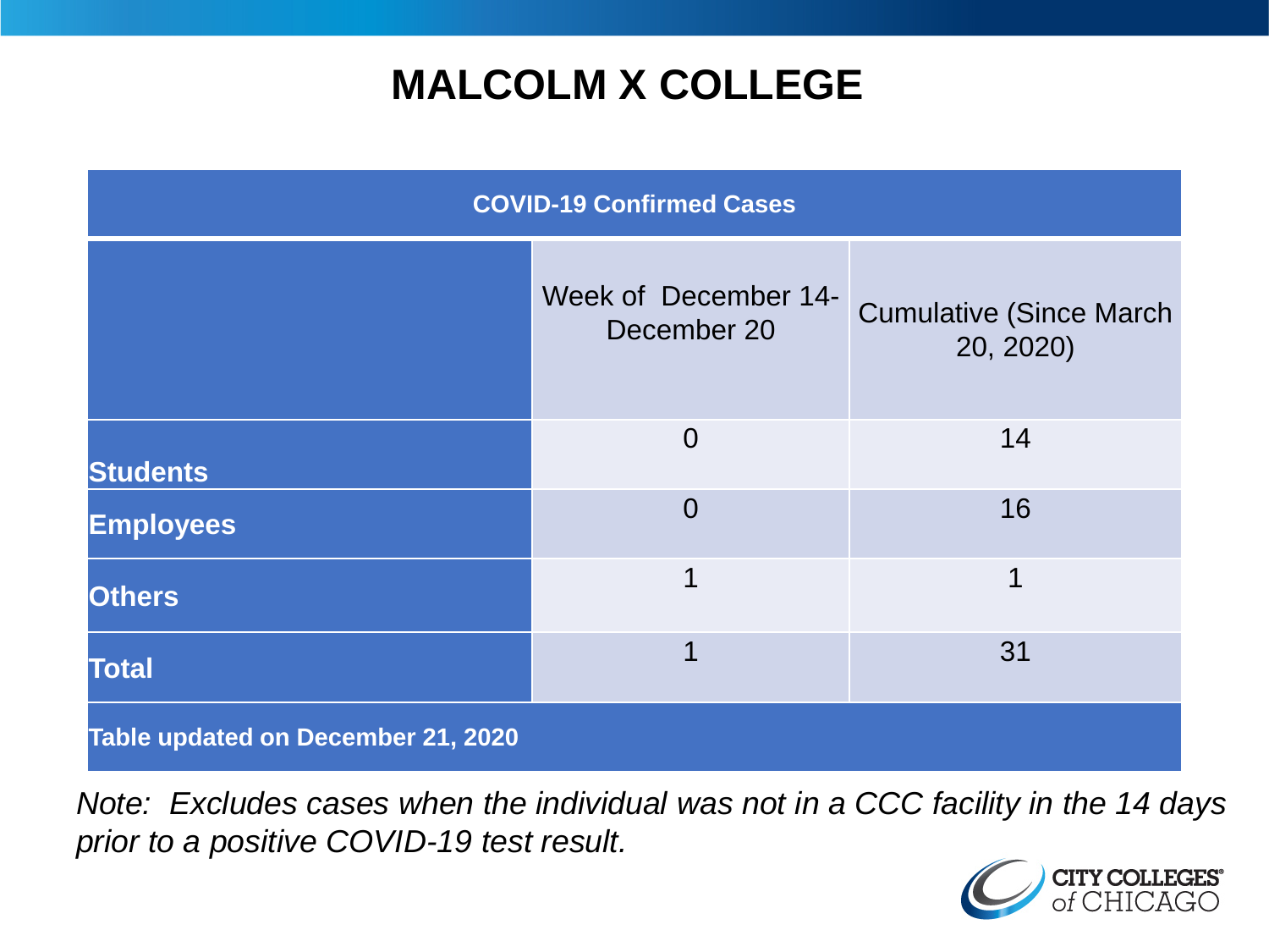# MALCOLM X COLLEGE

| COVID-19 Confirmed Cases | | |
|---|---|---|
| | Week of December 14-December 20 | Cumulative (Since March 20, 2020) |
| **Students** | 0 | 14 |
| **Employees** | 0 | 16 |
| **Others** | 1 | 1 |
| **Total** | 1 | 31 |
| **Table updated on December 21, 2020** | | |

*Note: Excludes cases when the individual was not in a CCC facility in the 14 days prior to a positive COVID-19 test result.*

CITY COLLEGES of CHICAGO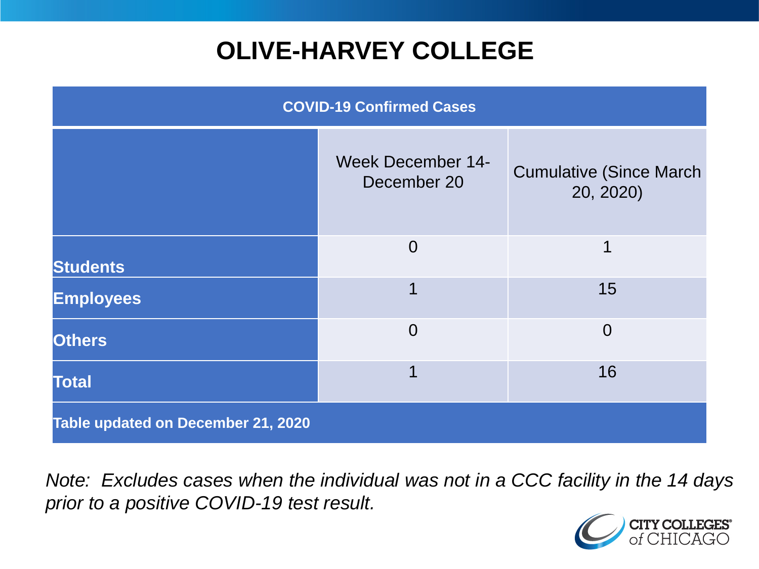# OLIVE-HARVEY COLLEGE

| COVID-19 Confirmed Cases | | |
|---|---|---|
| | Week December 14-December 20 | Cumulative (Since March 20, 2020) |
| **Students** | 0 | 1 |
| **Employees** | 1 | 15 |
| **Others** | 0 | 0 |
| **Total** | 1 | 16 |
| **Table updated on December 21, 2020** | | |

*Note: Excludes cases when the individual was not in a CCC facility in the 14 days prior to a positive COVID-19 test result.*

CITY COLLEGES of CHICAGO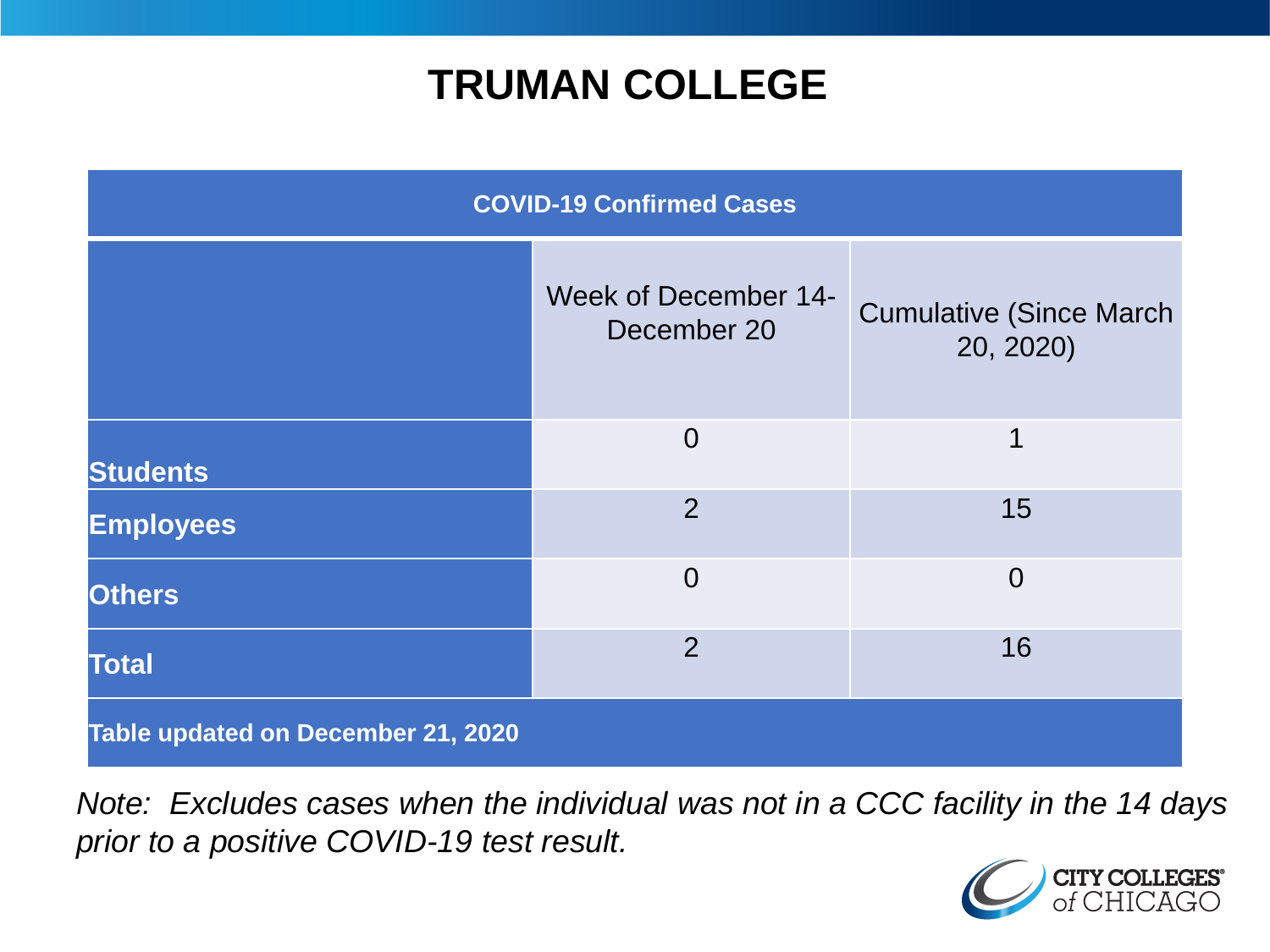# TRUMAN COLLEGE

| COVID-19 Confirmed Cases | | |
|---|---|---|
| | Week of December 14-December 20 | Cumulative (Since March 20, 2020) |
| **Students** | 0 | 1 |
| **Employees** | 2 | 15 |
| **Others** | 0 | 0 |
| **Total** | 2 | 16 |
| **Table updated on December 21, 2020** | | |

*Note: Excludes cases when the individual was not in a CCC facility in the 14 days prior to a positive COVID-19 test result.*

CITY COLLEGES of CHICAGO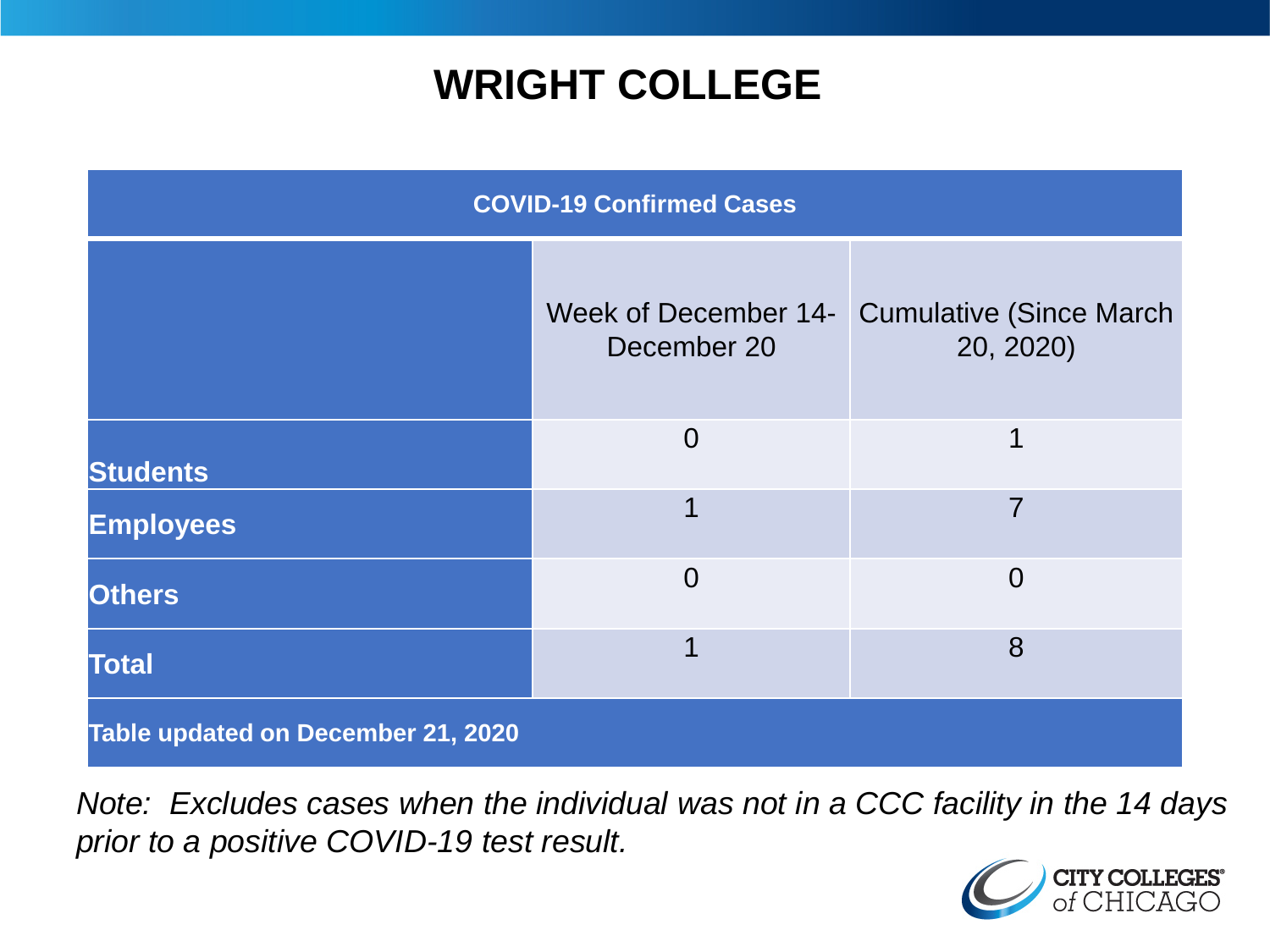# WRIGHT COLLEGE

| COVID-19 Confirmed Cases | | |
|---|---|---|
| | Week of December 14- December 20 | Cumulative (Since March 20, 2020) |
| **Students** | 0 | 1 |
| **Employees** | 1 | 7 |
| **Others** | 0 | 0 |
| **Total** | 1 | 8 |
| **Table updated on December 21, 2020** | | |

*Note: Excludes cases when the individual was not in a CCC facility in the 14 days prior to a positive COVID-19 test result.*

CITY COLLEGES of CHICAGO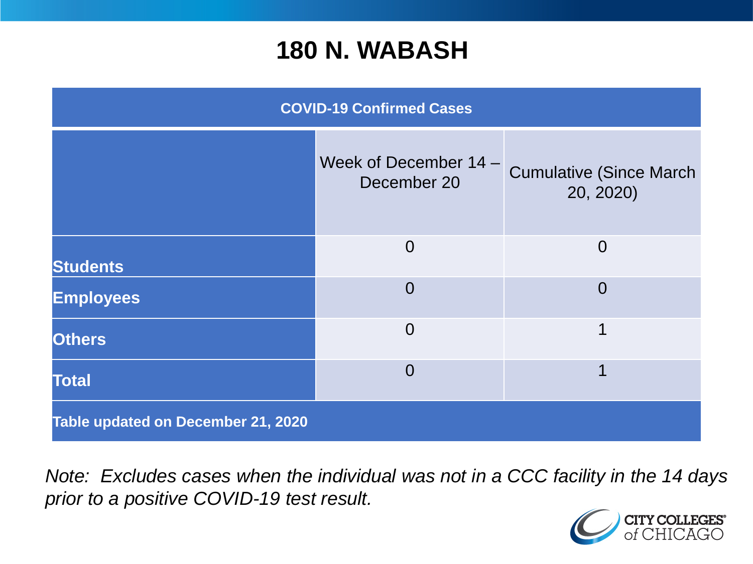# 180 N. WABASH

| COVID-19 Confirmed Cases | | |
|---|---|---|
| | Week of December 14 – December 20 | Cumulative (Since March 20, 2020) |
| **Students** | 0 | 0 |
| **Employees** | 0 | 0 |
| **Others** | 0 | 1 |
| **Total** | 0 | 1 |
| **Table updated on December 21, 2020** | | |

*Note: Excludes cases when the individual was not in a CCC facility in the 14 days prior to a positive COVID-19 test result.*

CITY COLLEGES of CHICAGO